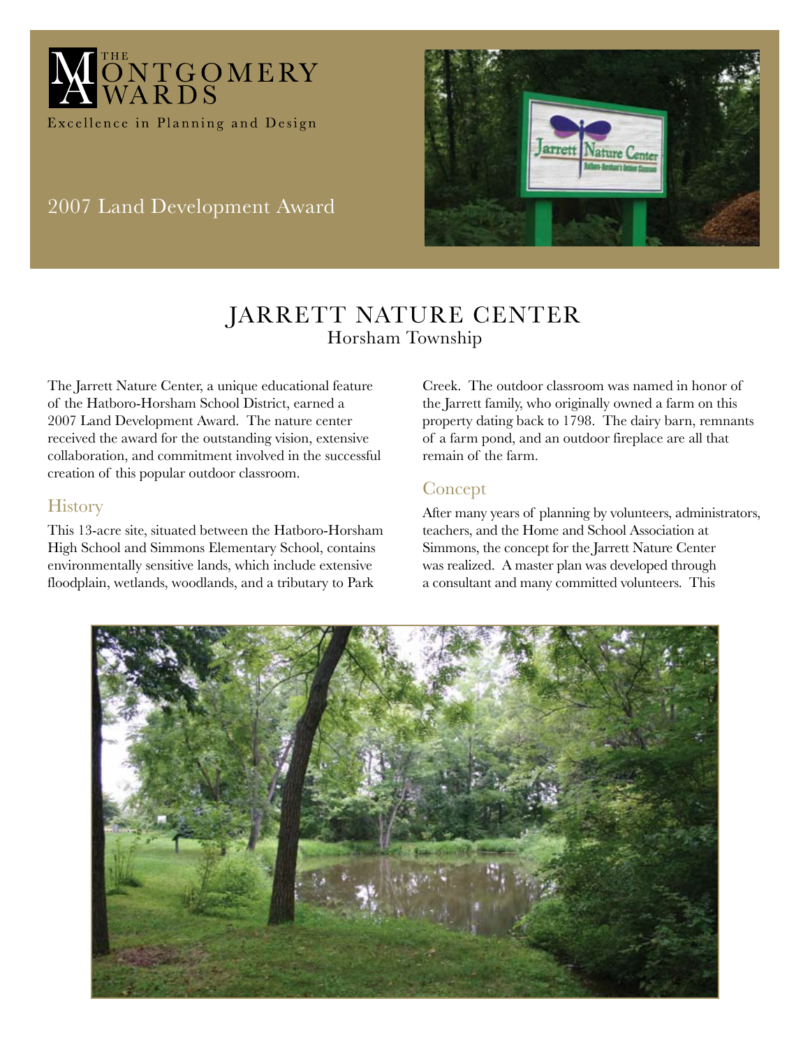THE MONTGOMERY AWARDS

Excellence in Planning and Design

2007 Land Development Award

# JARRETT NATURE CENTER

Horsham Township

The Jarrett Nature Center, a unique educational feature of the Hatboro-Horsham School District, earned a 2007 Land Development Award. The nature center received the award for the outstanding vision, extensive collaboration, and commitment involved in the successful creation of this popular outdoor classroom.

## History

This 13-acre site, situated between the Hatboro-Horsham High School and Simmons Elementary School, contains environmentally sensitive lands, which include extensive floodplain, wetlands, woodlands, and a tributary to Park Creek. The outdoor classroom was named in honor of the Jarrett family, who originally owned a farm on this property dating back to 1798. The dairy barn, remnants of a farm pond, and an outdoor fireplace are all that remain of the farm.

## Concept

After many years of planning by volunteers, administrators, teachers, and the Home and School Association at Simmons, the concept for the Jarrett Nature Center was realized. A master plan was developed through a consultant and many committed volunteers. This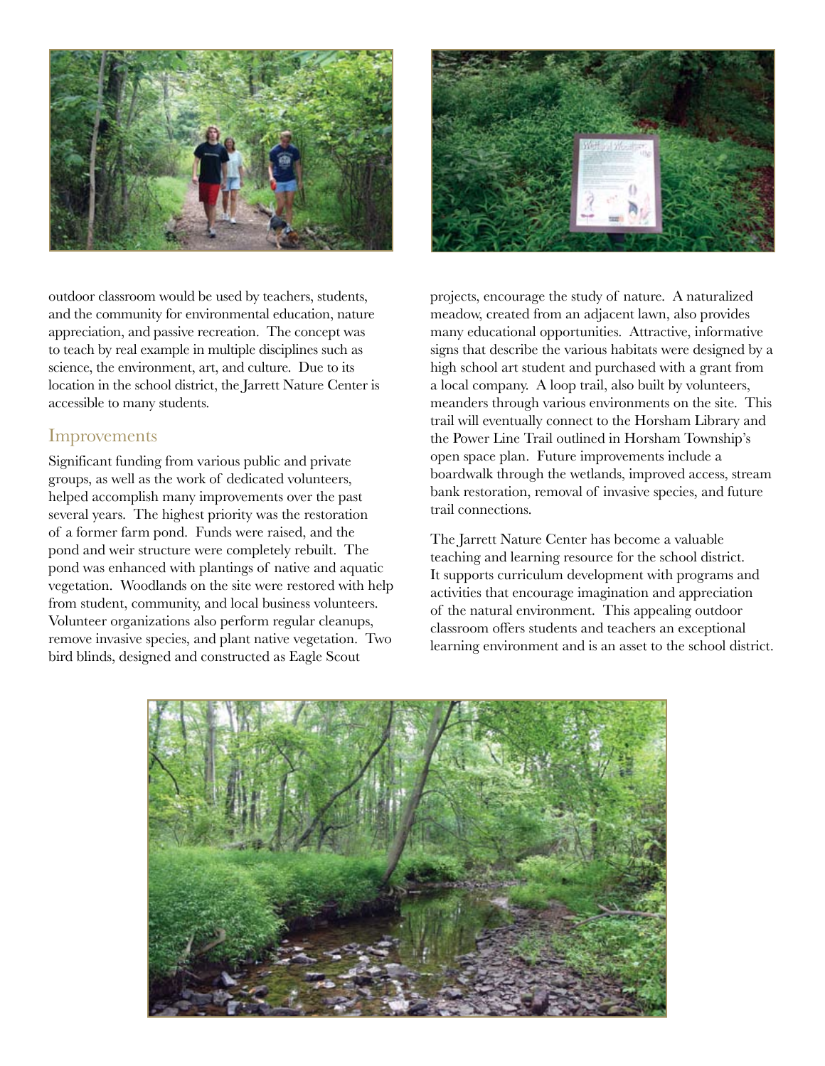outdoor classroom would be used by teachers, students, and the community for environmental education, nature appreciation, and passive recreation. The concept was to teach by real example in multiple disciplines such as science, the environment, art, and culture. Due to its location in the school district, the Jarrett Nature Center is accessible to many students.

## Improvements

Significant funding from various public and private groups, as well as the work of dedicated volunteers, helped accomplish many improvements over the past several years. The highest priority was the restoration of a former farm pond. Funds were raised, and the pond and weir structure were completely rebuilt. The pond was enhanced with plantings of native and aquatic vegetation. Woodlands on the site were restored with help from student, community, and local business volunteers. Volunteer organizations also perform regular cleanups, remove invasive species, and plant native vegetation. Two bird blinds, designed and constructed as Eagle Scout projects, encourage the study of nature. A naturalized meadow, created from an adjacent lawn, also provides many educational opportunities. Attractive, informative signs that describe the various habitats were designed by a high school art student and purchased with a grant from a local company. A loop trail, also built by volunteers, meanders through various environments on the site. This trail will eventually connect to the Horsham Library and the Power Line Trail outlined in Horsham Township's open space plan. Future improvements include a boardwalk through the wetlands, improved access, stream bank restoration, removal of invasive species, and future trail connections.

The Jarrett Nature Center has become a valuable teaching and learning resource for the school district. It supports curriculum development with programs and activities that encourage imagination and appreciation of the natural environment. This appealing outdoor classroom offers students and teachers an exceptional learning environment and is an asset to the school district.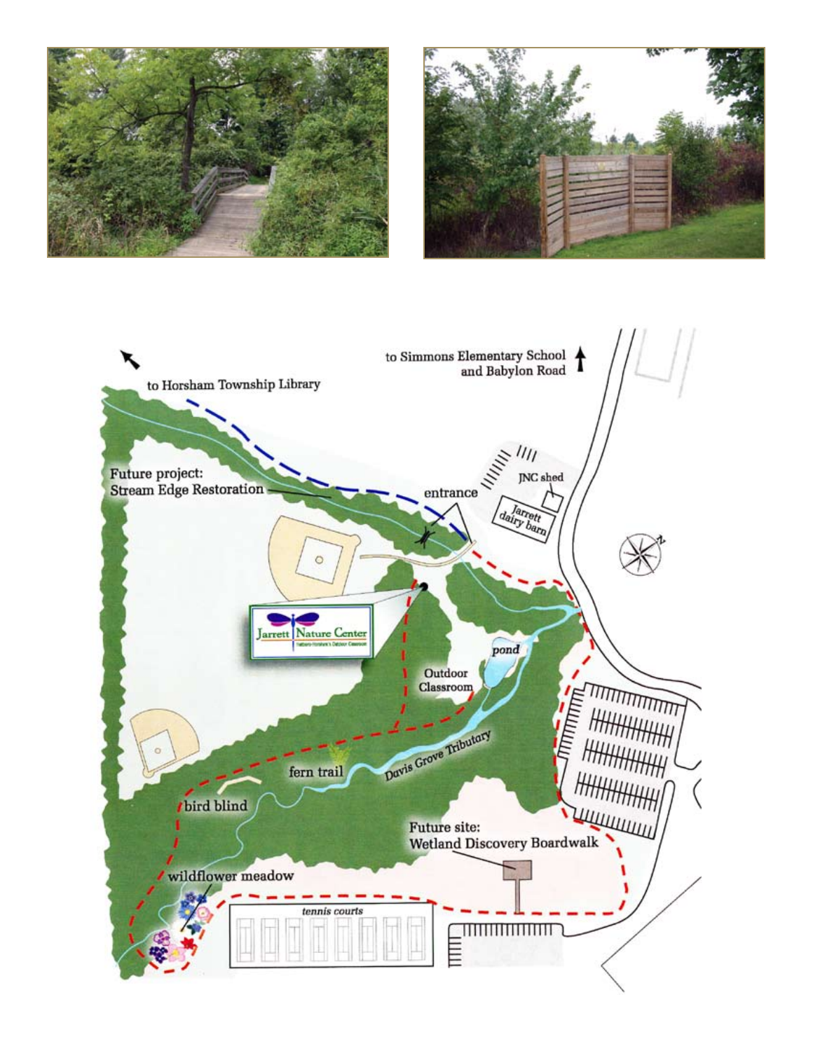to Horsham Township Library

to Simmons Elementary School and Babylon Road

Future project: Stream Edge Restoration

entrance

JNC shed

Jarrett dairy barn

Jarrett Nature Center

pond

Outdoor Classroom

Davis Grove Tributary

fern trail

bird blind

Future site: Wetland Discovery Boardwalk

wildflower meadow

tennis courts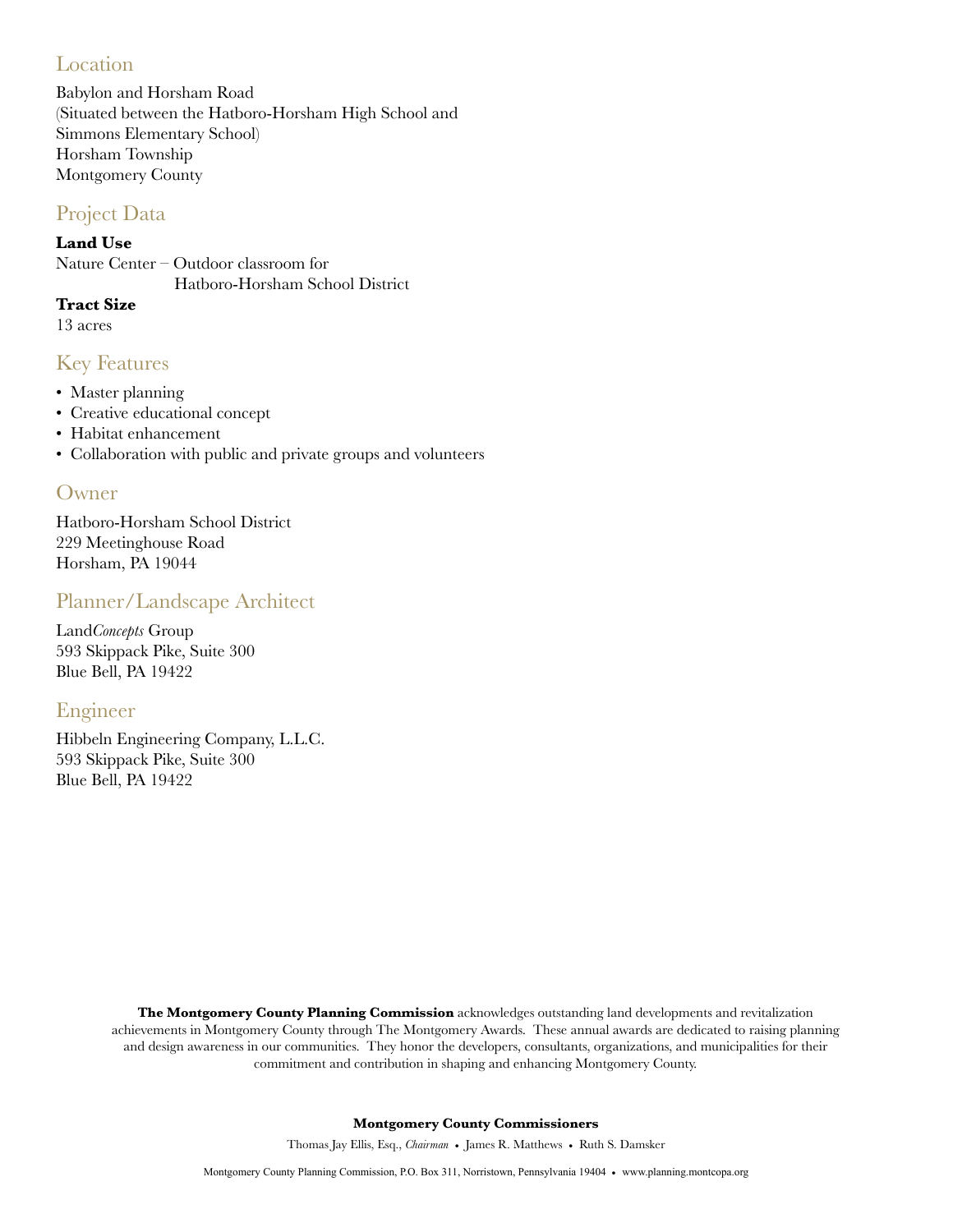## Location

Babylon and Horsham Road
(Situated between the Hatboro-Horsham High School and Simmons Elementary School)
Horsham Township
Montgomery County

## Project Data

**Land Use**
Nature Center – Outdoor classroom for Hatboro-Horsham School District

**Tract Size**
13 acres

## Key Features

- Master planning
- Creative educational concept
- Habitat enhancement
- Collaboration with public and private groups and volunteers

## Owner

Hatboro-Horsham School District
229 Meetinghouse Road
Horsham, PA 19044

## Planner/Landscape Architect

Land*Concepts* Group
593 Skippack Pike, Suite 300
Blue Bell, PA 19422

## Engineer

Hibbeln Engineering Company, L.L.C.
593 Skippack Pike, Suite 300
Blue Bell, PA 19422

**The Montgomery County Planning Commission** acknowledges outstanding land developments and revitalization achievements in Montgomery County through The Montgomery Awards. These annual awards are dedicated to raising planning and design awareness in our communities. They honor the developers, consultants, organizations, and municipalities for their commitment and contribution in shaping and enhancing Montgomery County.

**Montgomery County Commissioners**

Thomas Jay Ellis, Esq., *Chairman* • James R. Matthews • Ruth S. Damsker

Montgomery County Planning Commission, P.O. Box 311, Norristown, Pennsylvania 19404 • www.planning.montcopa.org